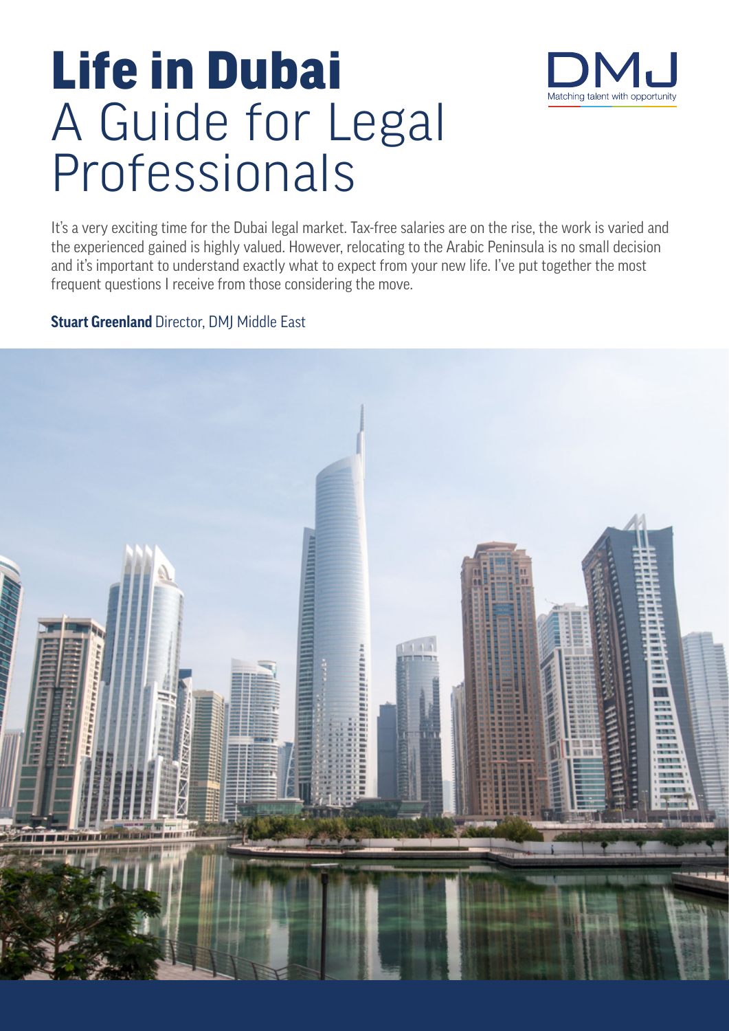# Life in Dubai
## A Guide for Legal Professionals

DMJ
Matching talent with opportunity

It's a very exciting time for the Dubai legal market. Tax-free salaries are on the rise, the work is varied and the experienced gained is highly valued. However, relocating to the Arabic Peninsula is no small decision and it's important to understand exactly what to expect from your new life. I've put together the most frequent questions I receive from those considering the move.

**Stuart Greenland** Director, DMJ Middle East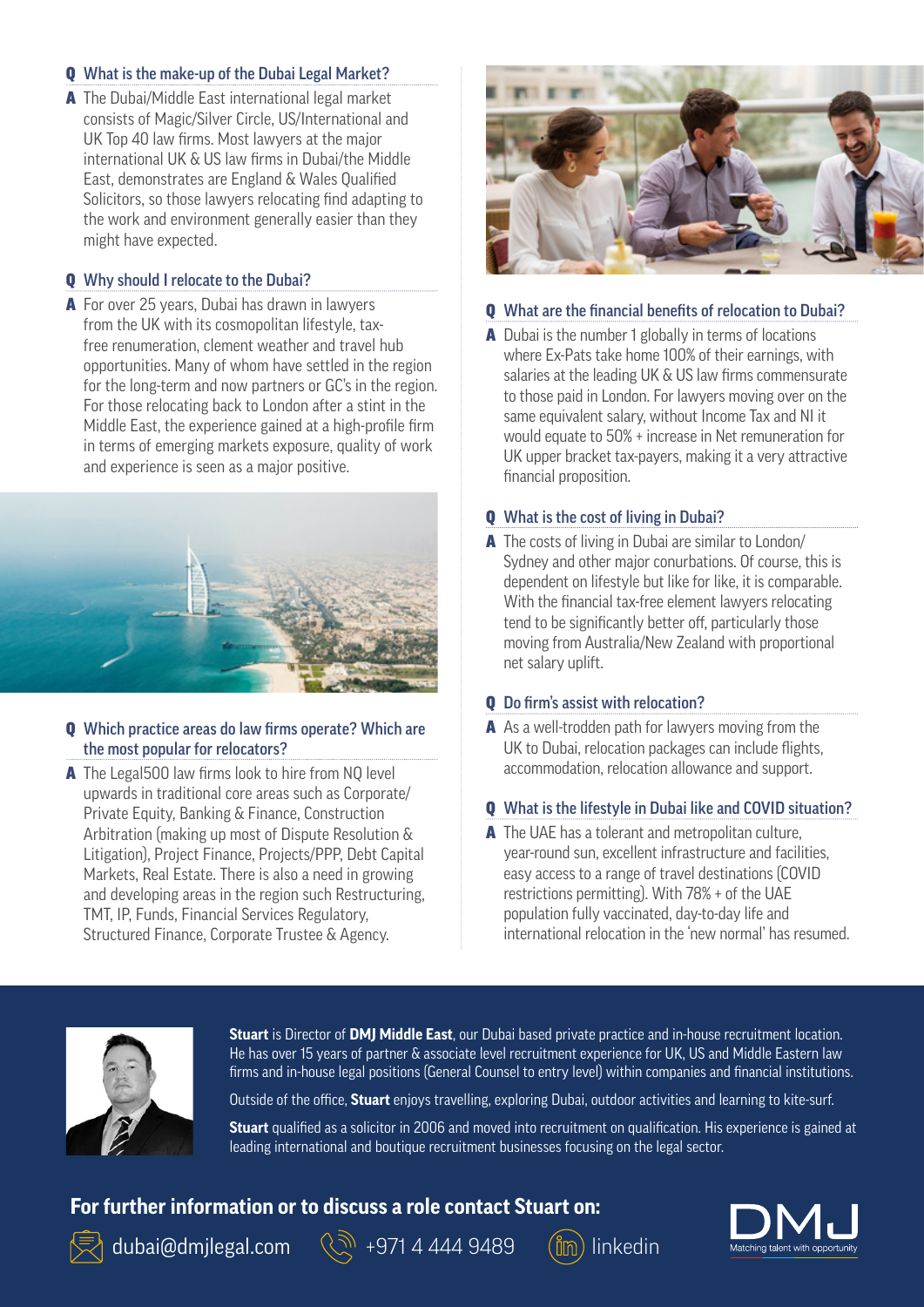**Q What is the make-up of the Dubai Legal Market?**

**A** The Dubai/Middle East international legal market consists of Magic/Silver Circle, US/International and UK Top 40 law firms. Most lawyers at the major international UK & US law firms in Dubai/the Middle East, demonstrates are England & Wales Qualified Solicitors, so those lawyers relocating find adapting to the work and environment generally easier than they might have expected.

**Q Why should I relocate to the Dubai?**

**A** For over 25 years, Dubai has drawn in lawyers from the UK with its cosmopolitan lifestyle, tax-free renumeration, clement weather and travel hub opportunities. Many of whom have settled in the region for the long-term and now partners or GC's in the region. For those relocating back to London after a stint in the Middle East, the experience gained at a high-profile firm in terms of emerging markets exposure, quality of work and experience is seen as a major positive.

**Q Which practice areas do law firms operate? Which are the most popular for relocators?**

**A** The Legal500 law firms look to hire from NQ level upwards in traditional core areas such as Corporate/Private Equity, Banking & Finance, Construction Arbitration (making up most of Dispute Resolution & Litigation), Project Finance, Projects/PPP, Debt Capital Markets, Real Estate. There is also a need in growing and developing areas in the region such Restructuring, TMT, IP, Funds, Financial Services Regulatory, Structured Finance, Corporate Trustee & Agency.

**Q What are the financial benefits of relocation to Dubai?**

**A** Dubai is the number 1 globally in terms of locations where Ex-Pats take home 100% of their earnings, with salaries at the leading UK & US law firms commensurate to those paid in London. For lawyers moving over on the same equivalent salary, without Income Tax and NI it would equate to 50% + increase in Net remuneration for UK upper bracket tax-payers, making it a very attractive financial proposition.

**Q What is the cost of living in Dubai?**

**A** The costs of living in Dubai are similar to London/Sydney and other major conurbations. Of course, this is dependent on lifestyle but like for like, it is comparable. With the financial tax-free element lawyers relocating tend to be significantly better off, particularly those moving from Australia/New Zealand with proportional net salary uplift.

**Q Do firm's assist with relocation?**

**A** As a well-trodden path for lawyers moving from the UK to Dubai, relocation packages can include flights, accommodation, relocation allowance and support.

**Q What is the lifestyle in Dubai like and COVID situation?**

**A** The UAE has a tolerant and metropolitan culture, year-round sun, excellent infrastructure and facilities, easy access to a range of travel destinations (COVID restrictions permitting). With 78% + of the UAE population fully vaccinated, day-to-day life and international relocation in the 'new normal' has resumed.

**Stuart** is Director of **DMJ Middle East**, our Dubai based private practice and in-house recruitment location. He has over 15 years of partner & associate level recruitment experience for UK, US and Middle Eastern law firms and in-house legal positions (General Counsel to entry level) within companies and financial institutions.

Outside of the office, **Stuart** enjoys travelling, exploring Dubai, outdoor activities and learning to kite-surf.

**Stuart** qualified as a solicitor in 2006 and moved into recruitment on qualification. His experience is gained at leading international and boutique recruitment businesses focusing on the legal sector.

## For further information or to discuss a role contact Stuart on:

dubai@dmjlegal.com +971 4 444 9489 linkedin

DMJ
Matching talent with opportunity